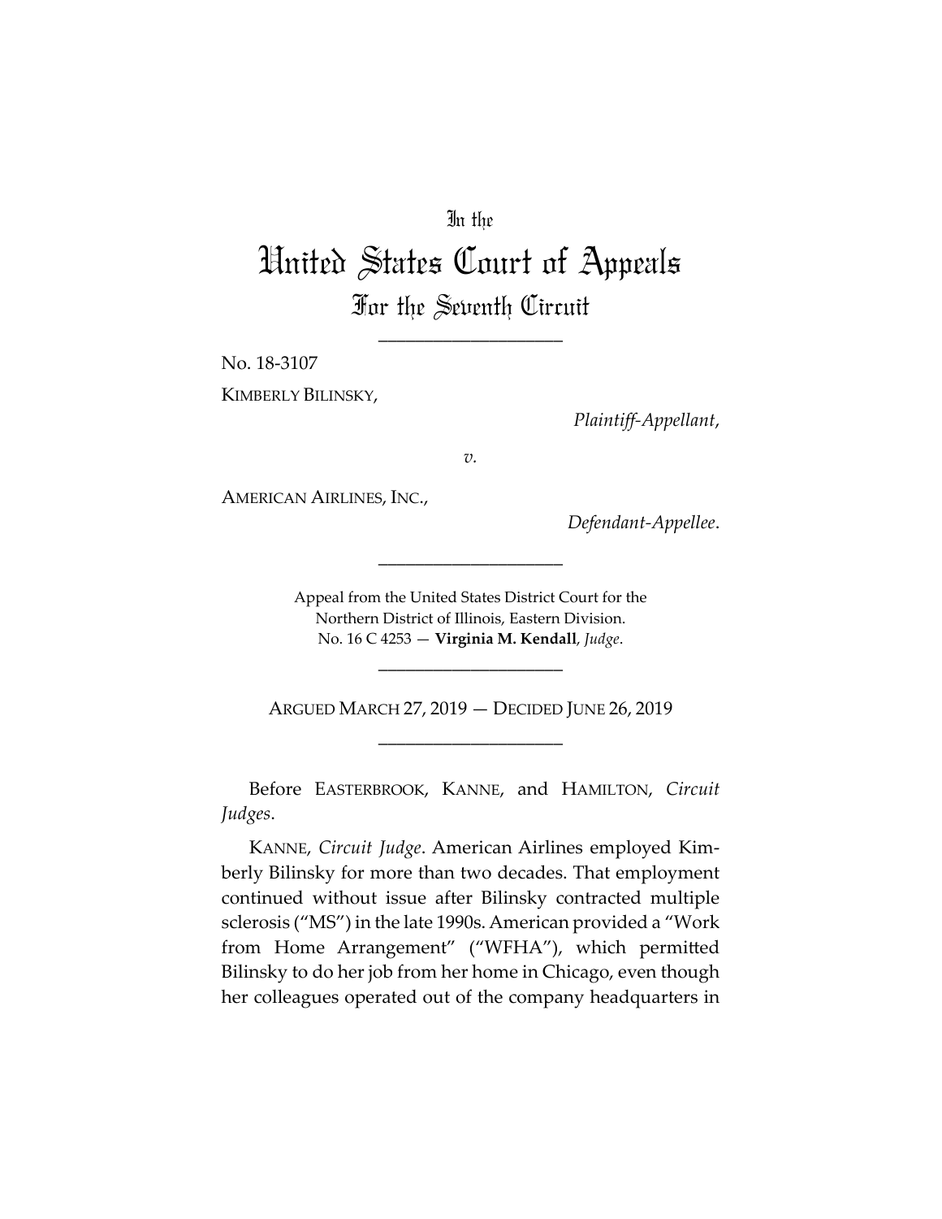In the

# United States Court of Appeals

## For the Seventh Circuit

\_\_\_\_\_\_\_\_\_\_\_\_\_\_\_\_\_\_\_\_

No. 18-3107

KIMBERLY BILINSKY,

*Plaintiff-Appellant*,

*v.*

AMERICAN AIRLINES, INC.,

*Defendant-Appellee*.

\_\_\_\_\_\_\_\_\_\_\_\_\_\_\_\_\_\_\_\_

Appeal from the United States District Court for the Northern District of Illinois, Eastern Division.
No. 16 C 4253 — **Virginia M. Kendall**, *Judge*.

\_\_\_\_\_\_\_\_\_\_\_\_\_\_\_\_\_\_\_\_

ARGUED MARCH 27, 2019 — DECIDED JUNE 26, 2019

\_\_\_\_\_\_\_\_\_\_\_\_\_\_\_\_\_\_\_\_

Before EASTERBROOK, KANNE, and HAMILTON, *Circuit Judges*.

KANNE, *Circuit Judge*. American Airlines employed Kimberly Bilinsky for more than two decades. That employment continued without issue after Bilinsky contracted multiple sclerosis ("MS") in the late 1990s. American provided a "Work from Home Arrangement" ("WFHA"), which permitted Bilinsky to do her job from her home in Chicago, even though her colleagues operated out of the company headquarters in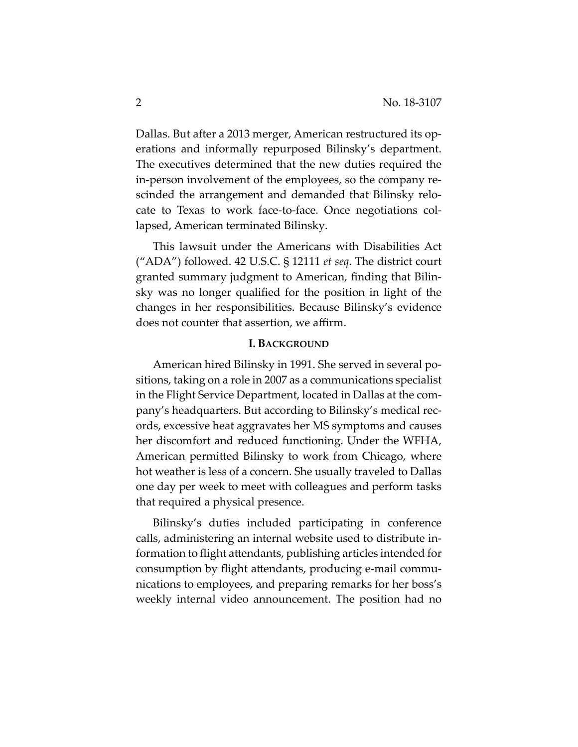Dallas. But after a 2013 merger, American restructured its operations and informally repurposed Bilinsky's department. The executives determined that the new duties required the in-person involvement of the employees, so the company rescinded the arrangement and demanded that Bilinsky relocate to Texas to work face-to-face. Once negotiations collapsed, American terminated Bilinsky.

This lawsuit under the Americans with Disabilities Act ("ADA") followed. 42 U.S.C. § 12111 *et seq*. The district court granted summary judgment to American, finding that Bilinsky was no longer qualified for the position in light of the changes in her responsibilities. Because Bilinsky's evidence does not counter that assertion, we affirm.

## I. Background

American hired Bilinsky in 1991. She served in several positions, taking on a role in 2007 as a communications specialist in the Flight Service Department, located in Dallas at the company's headquarters. But according to Bilinsky's medical records, excessive heat aggravates her MS symptoms and causes her discomfort and reduced functioning. Under the WFHA, American permitted Bilinsky to work from Chicago, where hot weather is less of a concern. She usually traveled to Dallas one day per week to meet with colleagues and perform tasks that required a physical presence.

Bilinsky's duties included participating in conference calls, administering an internal website used to distribute information to flight attendants, publishing articles intended for consumption by flight attendants, producing e-mail communications to employees, and preparing remarks for her boss's weekly internal video announcement. The position had no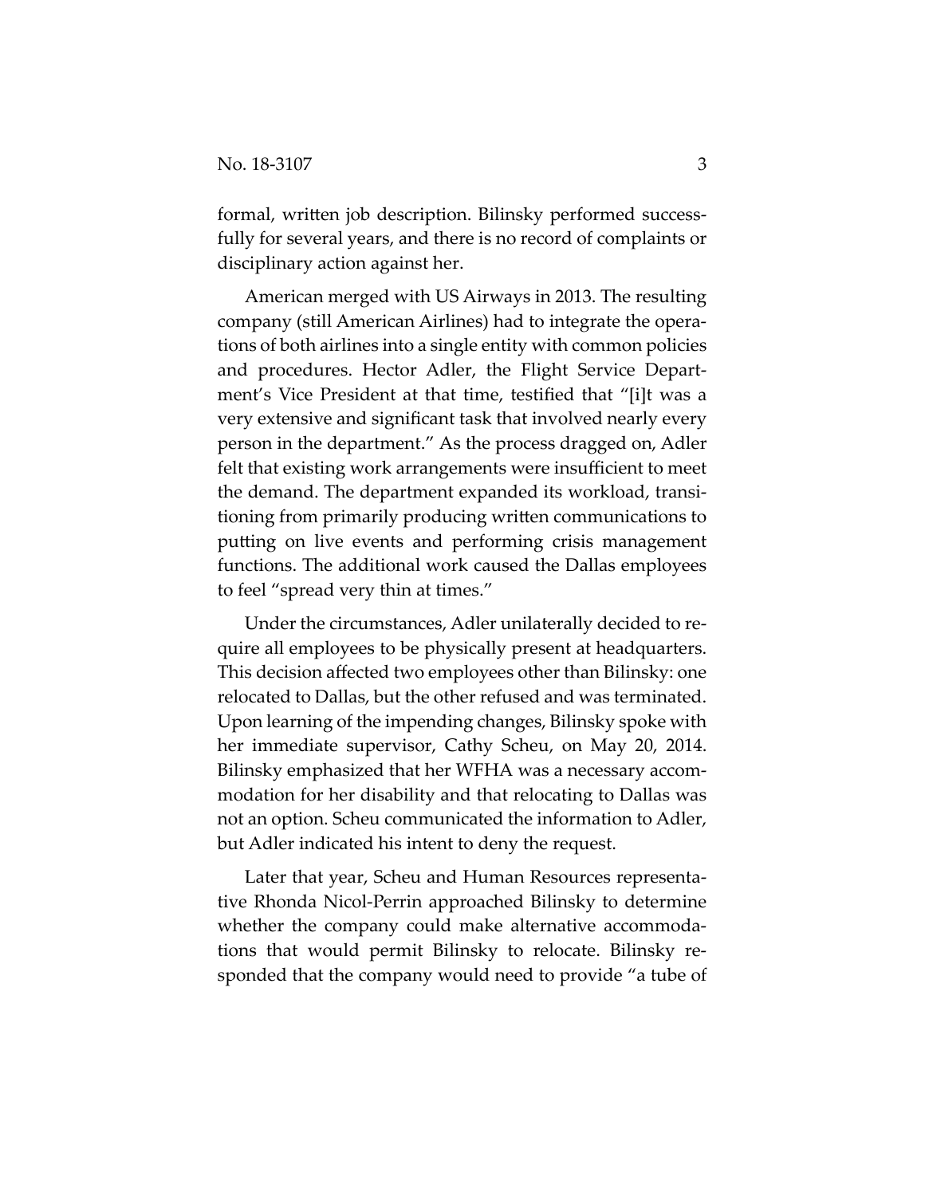formal, written job description. Bilinsky performed successfully for several years, and there is no record of complaints or disciplinary action against her.

American merged with US Airways in 2013. The resulting company (still American Airlines) had to integrate the operations of both airlines into a single entity with common policies and procedures. Hector Adler, the Flight Service Department's Vice President at that time, testified that "[i]t was a very extensive and significant task that involved nearly every person in the department." As the process dragged on, Adler felt that existing work arrangements were insufficient to meet the demand. The department expanded its workload, transitioning from primarily producing written communications to putting on live events and performing crisis management functions. The additional work caused the Dallas employees to feel "spread very thin at times."

Under the circumstances, Adler unilaterally decided to require all employees to be physically present at headquarters. This decision affected two employees other than Bilinsky: one relocated to Dallas, but the other refused and was terminated. Upon learning of the impending changes, Bilinsky spoke with her immediate supervisor, Cathy Scheu, on May 20, 2014. Bilinsky emphasized that her WFHA was a necessary accommodation for her disability and that relocating to Dallas was not an option. Scheu communicated the information to Adler, but Adler indicated his intent to deny the request.

Later that year, Scheu and Human Resources representative Rhonda Nicol-Perrin approached Bilinsky to determine whether the company could make alternative accommodations that would permit Bilinsky to relocate. Bilinsky responded that the company would need to provide "a tube of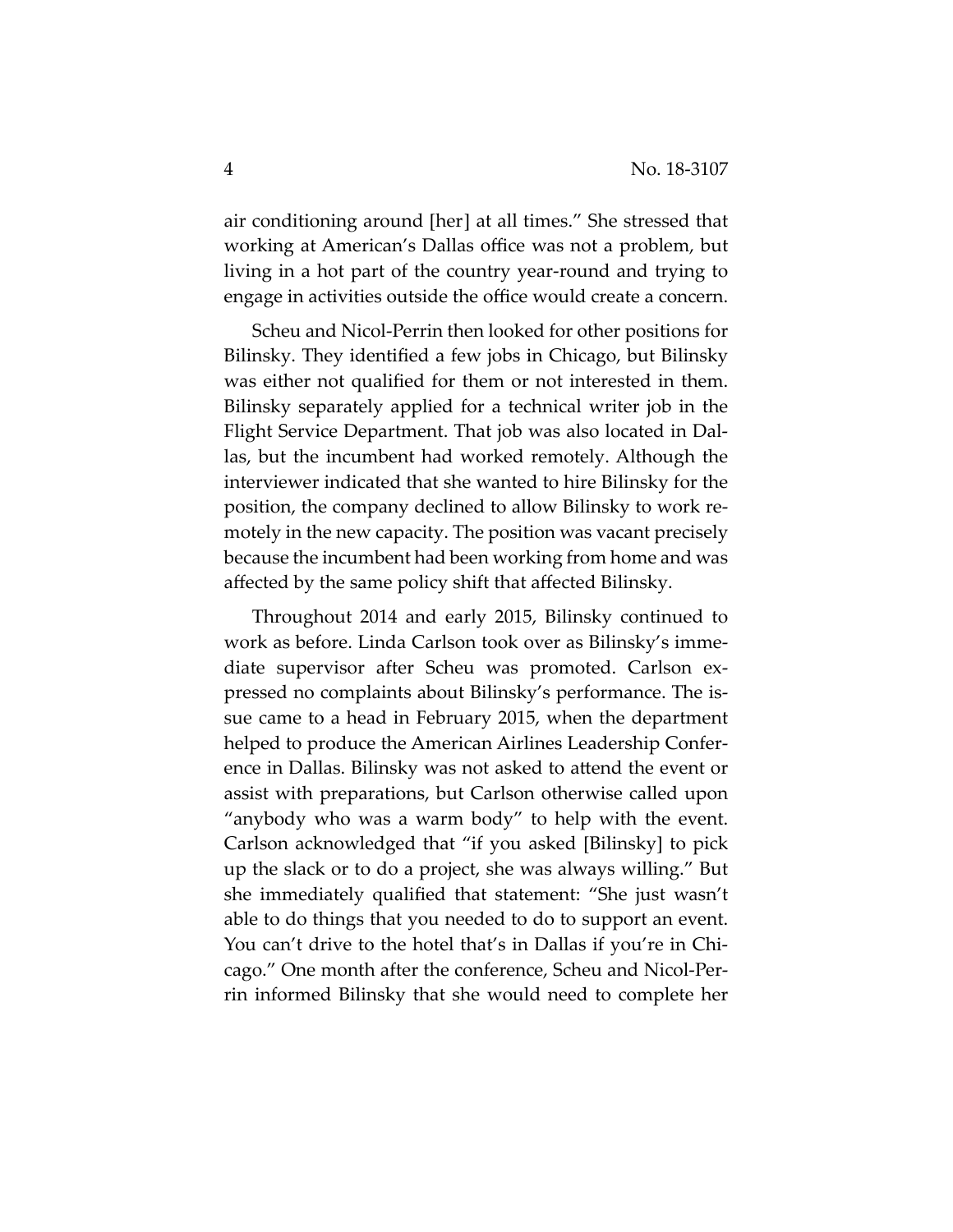air conditioning around [her] at all times." She stressed that working at American's Dallas office was not a problem, but living in a hot part of the country year-round and trying to engage in activities outside the office would create a concern.

Scheu and Nicol-Perrin then looked for other positions for Bilinsky. They identified a few jobs in Chicago, but Bilinsky was either not qualified for them or not interested in them. Bilinsky separately applied for a technical writer job in the Flight Service Department. That job was also located in Dallas, but the incumbent had worked remotely. Although the interviewer indicated that she wanted to hire Bilinsky for the position, the company declined to allow Bilinsky to work remotely in the new capacity. The position was vacant precisely because the incumbent had been working from home and was affected by the same policy shift that affected Bilinsky.

Throughout 2014 and early 2015, Bilinsky continued to work as before. Linda Carlson took over as Bilinsky's immediate supervisor after Scheu was promoted. Carlson expressed no complaints about Bilinsky's performance. The issue came to a head in February 2015, when the department helped to produce the American Airlines Leadership Conference in Dallas. Bilinsky was not asked to attend the event or assist with preparations, but Carlson otherwise called upon "anybody who was a warm body" to help with the event. Carlson acknowledged that "if you asked [Bilinsky] to pick up the slack or to do a project, she was always willing." But she immediately qualified that statement: "She just wasn't able to do things that you needed to do to support an event. You can't drive to the hotel that's in Dallas if you're in Chicago." One month after the conference, Scheu and Nicol-Perrin informed Bilinsky that she would need to complete her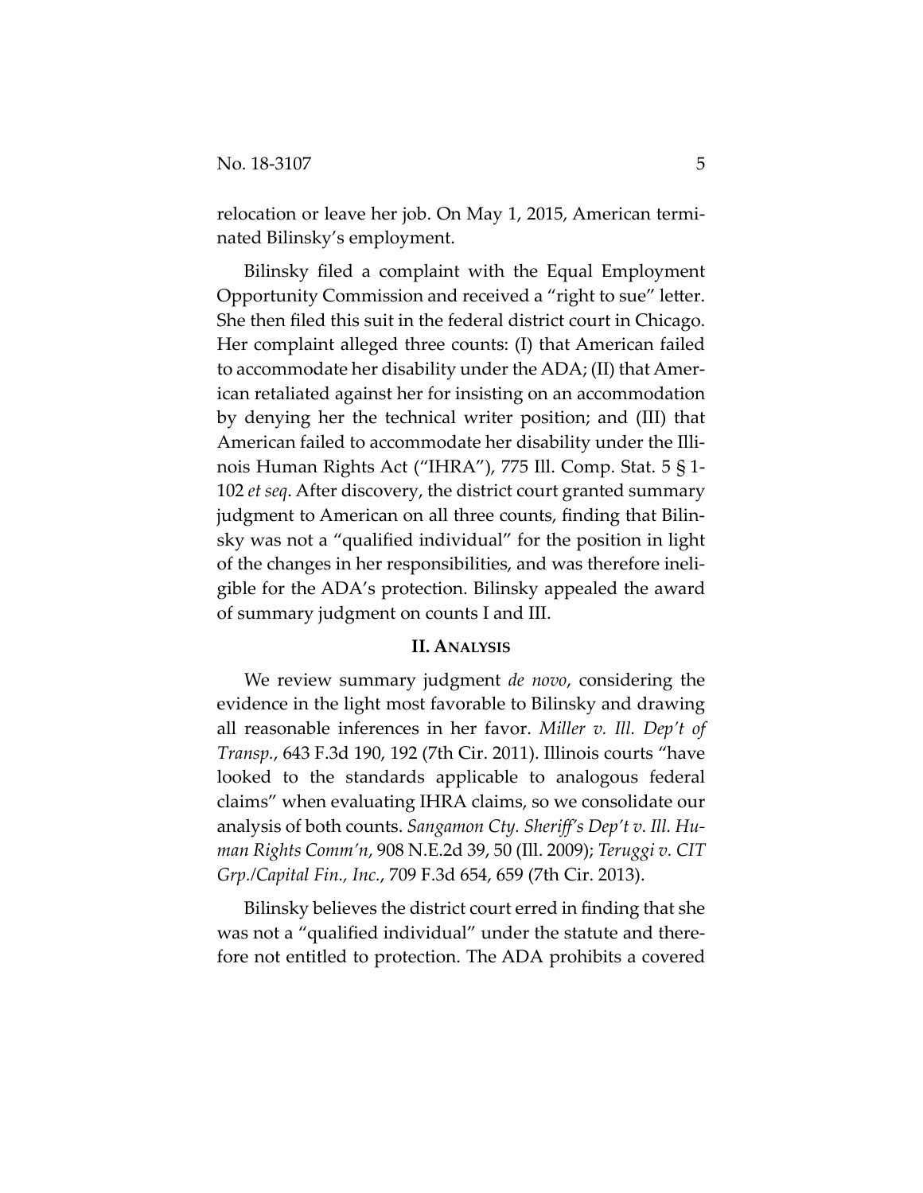relocation or leave her job. On May 1, 2015, American terminated Bilinsky's employment.

Bilinsky filed a complaint with the Equal Employment Opportunity Commission and received a "right to sue" letter. She then filed this suit in the federal district court in Chicago. Her complaint alleged three counts: (I) that American failed to accommodate her disability under the ADA; (II) that American retaliated against her for insisting on an accommodation by denying her the technical writer position; and (III) that American failed to accommodate her disability under the Illinois Human Rights Act ("IHRA"), 775 Ill. Comp. Stat. 5 § 1-102 *et seq*. After discovery, the district court granted summary judgment to American on all three counts, finding that Bilinsky was not a "qualified individual" for the position in light of the changes in her responsibilities, and was therefore ineligible for the ADA's protection. Bilinsky appealed the award of summary judgment on counts I and III.

## II. ANALYSIS

We review summary judgment *de novo*, considering the evidence in the light most favorable to Bilinsky and drawing all reasonable inferences in her favor. *Miller v. Ill. Dep't of Transp.*, 643 F.3d 190, 192 (7th Cir. 2011). Illinois courts "have looked to the standards applicable to analogous federal claims" when evaluating IHRA claims, so we consolidate our analysis of both counts. *Sangamon Cty. Sheriff's Dep't v. Ill. Human Rights Comm'n*, 908 N.E.2d 39, 50 (Ill. 2009); *Teruggi v. CIT Grp./Capital Fin., Inc.*, 709 F.3d 654, 659 (7th Cir. 2013).

Bilinsky believes the district court erred in finding that she was not a "qualified individual" under the statute and therefore not entitled to protection. The ADA prohibits a covered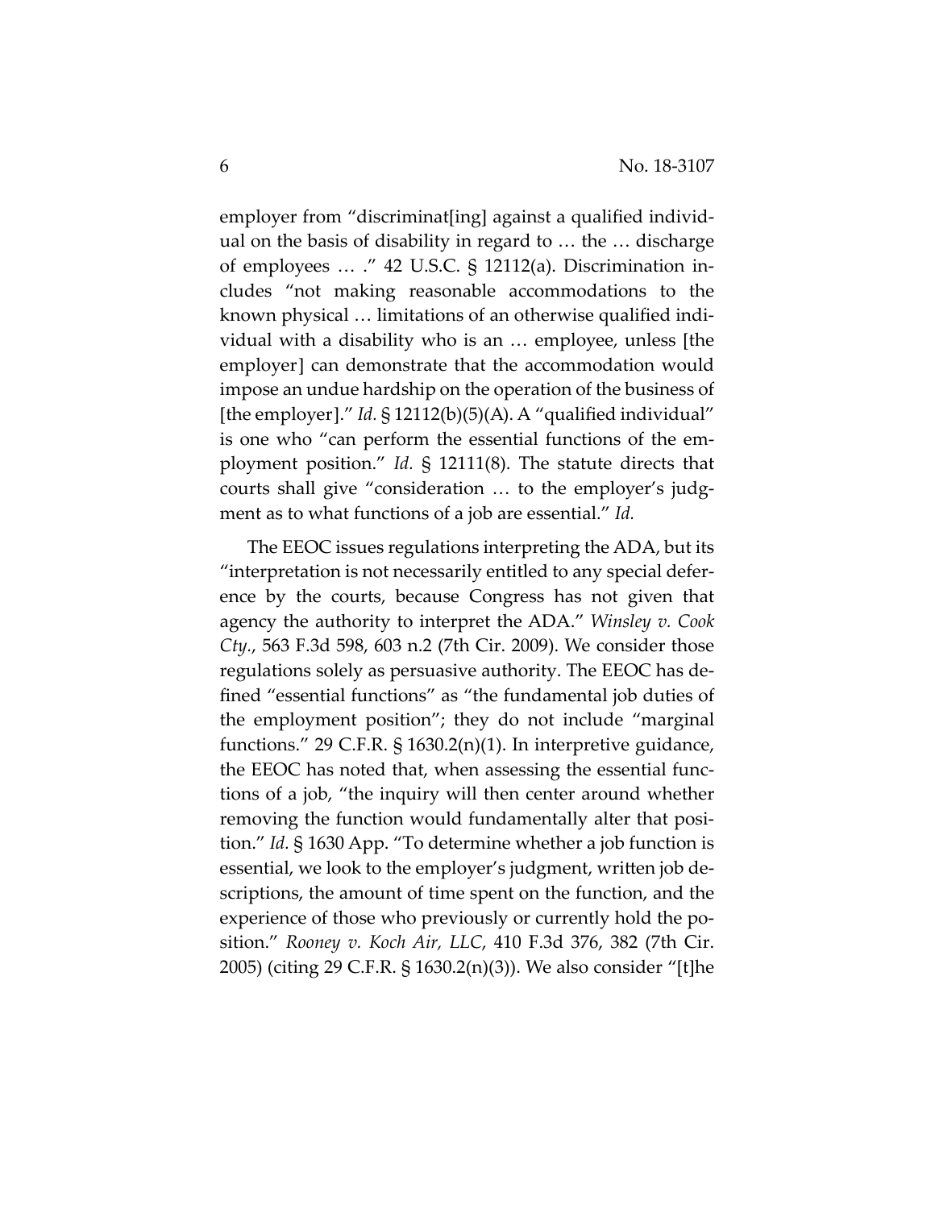employer from "discriminat[ing] against a qualified individual on the basis of disability in regard to … the … discharge of employees … ." 42 U.S.C. § 12112(a). Discrimination includes "not making reasonable accommodations to the known physical … limitations of an otherwise qualified individual with a disability who is an … employee, unless [the employer] can demonstrate that the accommodation would impose an undue hardship on the operation of the business of [the employer]." *Id.* § 12112(b)(5)(A). A "qualified individual" is one who "can perform the essential functions of the employment position." *Id.* § 12111(8). The statute directs that courts shall give "consideration … to the employer's judgment as to what functions of a job are essential." *Id.*

The EEOC issues regulations interpreting the ADA, but its "interpretation is not necessarily entitled to any special deference by the courts, because Congress has not given that agency the authority to interpret the ADA." *Winsley v. Cook Cty.*, 563 F.3d 598, 603 n.2 (7th Cir. 2009). We consider those regulations solely as persuasive authority. The EEOC has defined "essential functions" as "the fundamental job duties of the employment position"; they do not include "marginal functions." 29 C.F.R. § 1630.2(n)(1). In interpretive guidance, the EEOC has noted that, when assessing the essential functions of a job, "the inquiry will then center around whether removing the function would fundamentally alter that position." *Id.* § 1630 App. "To determine whether a job function is essential, we look to the employer's judgment, written job descriptions, the amount of time spent on the function, and the experience of those who previously or currently hold the position." *Rooney v. Koch Air, LLC*, 410 F.3d 376, 382 (7th Cir. 2005) (citing 29 C.F.R. § 1630.2(n)(3)). We also consider "[t]he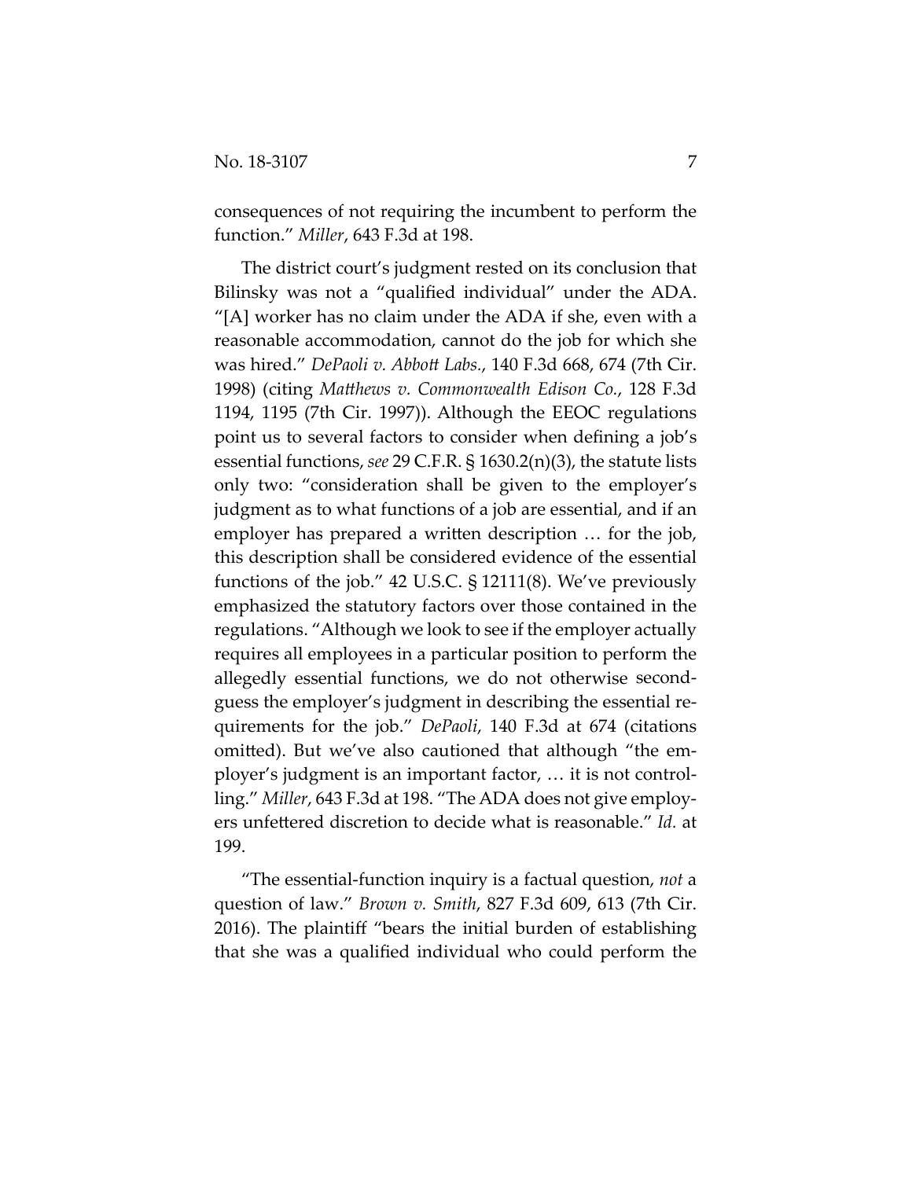consequences of not requiring the incumbent to perform the function." *Miller*, 643 F.3d at 198.

The district court's judgment rested on its conclusion that Bilinsky was not a "qualified individual" under the ADA. "[A] worker has no claim under the ADA if she, even with a reasonable accommodation, cannot do the job for which she was hired." *DePaoli v. Abbott Labs.*, 140 F.3d 668, 674 (7th Cir. 1998) (citing *Matthews v. Commonwealth Edison Co.*, 128 F.3d 1194, 1195 (7th Cir. 1997)). Although the EEOC regulations point us to several factors to consider when defining a job's essential functions, *see* 29 C.F.R. § 1630.2(n)(3), the statute lists only two: "consideration shall be given to the employer's judgment as to what functions of a job are essential, and if an employer has prepared a written description … for the job, this description shall be considered evidence of the essential functions of the job." 42 U.S.C. § 12111(8). We've previously emphasized the statutory factors over those contained in the regulations. "Although we look to see if the employer actually requires all employees in a particular position to perform the allegedly essential functions, we do not otherwise second-guess the employer's judgment in describing the essential requirements for the job." *DePaoli*, 140 F.3d at 674 (citations omitted). But we've also cautioned that although "the employer's judgment is an important factor, … it is not controlling." *Miller*, 643 F.3d at 198. "The ADA does not give employers unfettered discretion to decide what is reasonable." *Id.* at 199.

"The essential-function inquiry is a factual question, *not* a question of law." *Brown v. Smith*, 827 F.3d 609, 613 (7th Cir. 2016). The plaintiff "bears the initial burden of establishing that she was a qualified individual who could perform the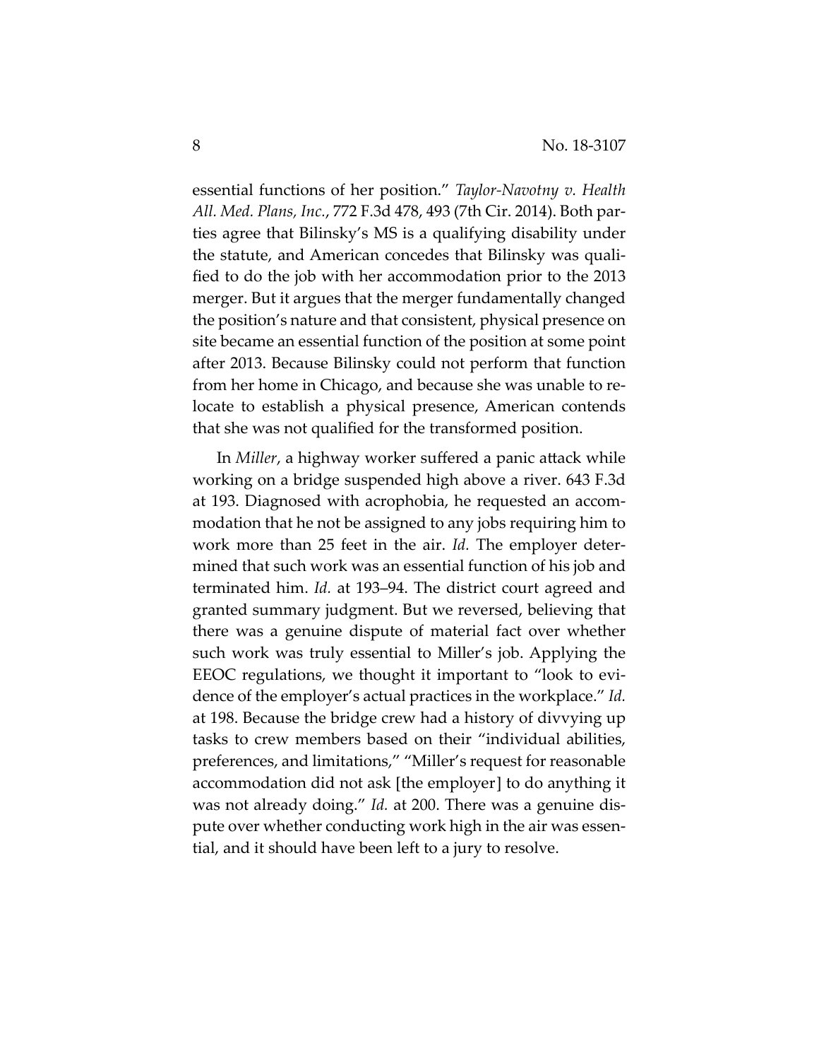essential functions of her position." *Taylor-Navotny v. Health All. Med. Plans, Inc.*, 772 F.3d 478, 493 (7th Cir. 2014). Both parties agree that Bilinsky's MS is a qualifying disability under the statute, and American concedes that Bilinsky was qualified to do the job with her accommodation prior to the 2013 merger. But it argues that the merger fundamentally changed the position's nature and that consistent, physical presence on site became an essential function of the position at some point after 2013. Because Bilinsky could not perform that function from her home in Chicago, and because she was unable to relocate to establish a physical presence, American contends that she was not qualified for the transformed position.

In *Miller*, a highway worker suffered a panic attack while working on a bridge suspended high above a river. 643 F.3d at 193. Diagnosed with acrophobia, he requested an accommodation that he not be assigned to any jobs requiring him to work more than 25 feet in the air. *Id.* The employer determined that such work was an essential function of his job and terminated him. *Id.* at 193–94. The district court agreed and granted summary judgment. But we reversed, believing that there was a genuine dispute of material fact over whether such work was truly essential to Miller's job. Applying the EEOC regulations, we thought it important to "look to evidence of the employer's actual practices in the workplace." *Id.* at 198. Because the bridge crew had a history of divvying up tasks to crew members based on their "individual abilities, preferences, and limitations," "Miller's request for reasonable accommodation did not ask [the employer] to do anything it was not already doing." *Id.* at 200. There was a genuine dispute over whether conducting work high in the air was essential, and it should have been left to a jury to resolve.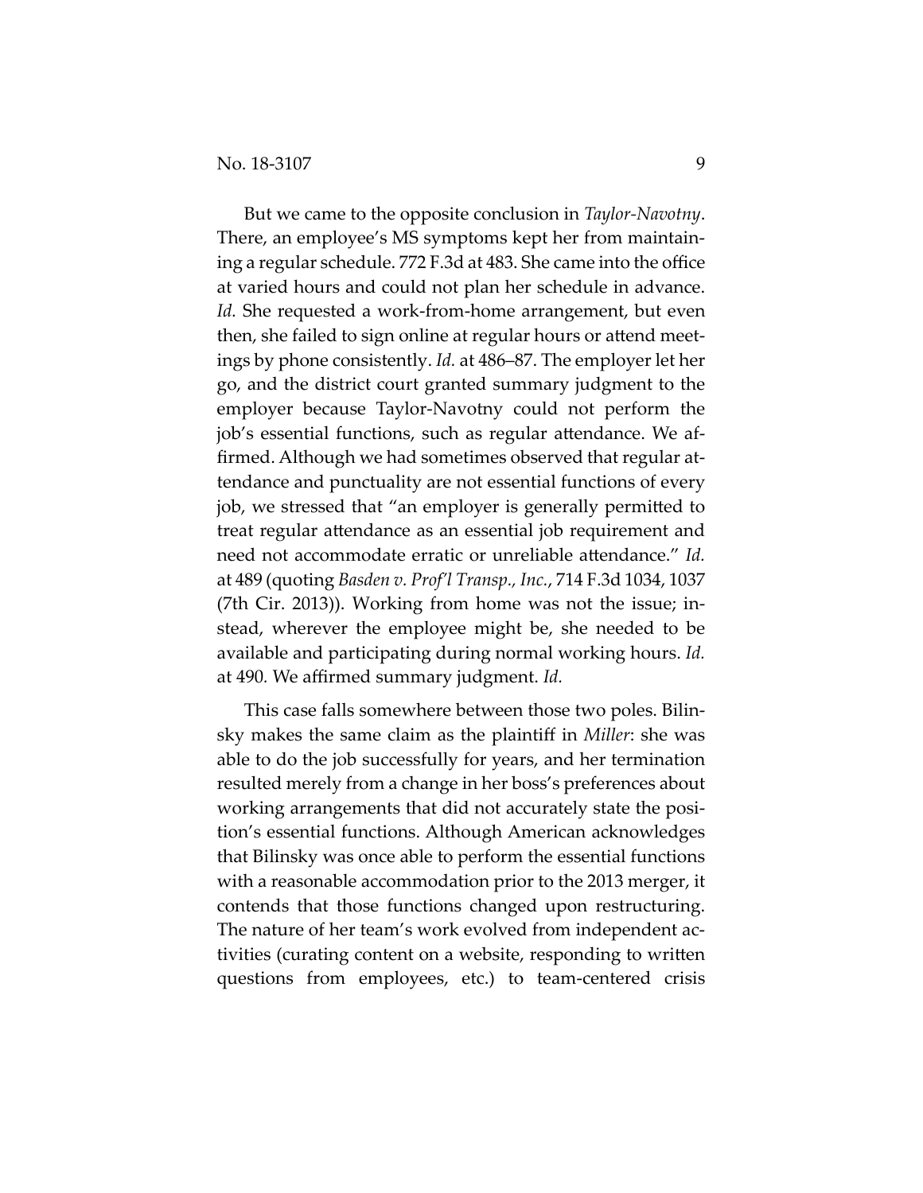But we came to the opposite conclusion in *Taylor-Navotny*. There, an employee's MS symptoms kept her from maintaining a regular schedule. 772 F.3d at 483. She came into the office at varied hours and could not plan her schedule in advance. *Id.* She requested a work-from-home arrangement, but even then, she failed to sign online at regular hours or attend meetings by phone consistently. *Id.* at 486–87. The employer let her go, and the district court granted summary judgment to the employer because Taylor-Navotny could not perform the job's essential functions, such as regular attendance. We affirmed. Although we had sometimes observed that regular attendance and punctuality are not essential functions of every job, we stressed that "an employer is generally permitted to treat regular attendance as an essential job requirement and need not accommodate erratic or unreliable attendance." *Id.* at 489 (quoting *Basden v. Prof'l Transp., Inc.*, 714 F.3d 1034, 1037 (7th Cir. 2013)). Working from home was not the issue; instead, wherever the employee might be, she needed to be available and participating during normal working hours. *Id.* at 490. We affirmed summary judgment. *Id.*

This case falls somewhere between those two poles. Bilinsky makes the same claim as the plaintiff in *Miller*: she was able to do the job successfully for years, and her termination resulted merely from a change in her boss's preferences about working arrangements that did not accurately state the position's essential functions. Although American acknowledges that Bilinsky was once able to perform the essential functions with a reasonable accommodation prior to the 2013 merger, it contends that those functions changed upon restructuring. The nature of her team's work evolved from independent activities (curating content on a website, responding to written questions from employees, etc.) to team-centered crisis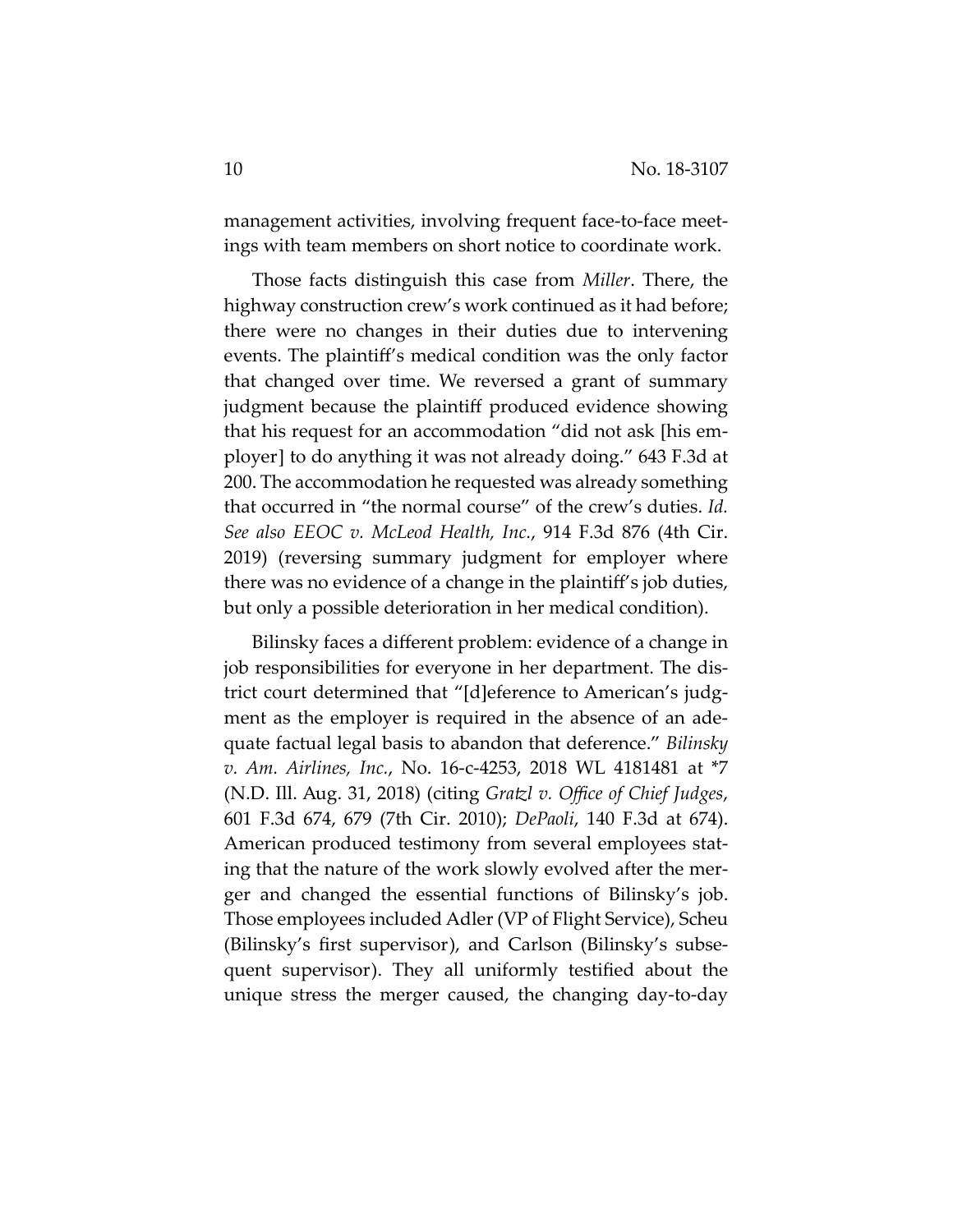management activities, involving frequent face-to-face meetings with team members on short notice to coordinate work.

Those facts distinguish this case from *Miller*. There, the highway construction crew's work continued as it had before; there were no changes in their duties due to intervening events. The plaintiff's medical condition was the only factor that changed over time. We reversed a grant of summary judgment because the plaintiff produced evidence showing that his request for an accommodation "did not ask [his employer] to do anything it was not already doing." 643 F.3d at 200. The accommodation he requested was already something that occurred in "the normal course" of the crew's duties. *Id. See also EEOC v. McLeod Health, Inc.*, 914 F.3d 876 (4th Cir. 2019) (reversing summary judgment for employer where there was no evidence of a change in the plaintiff's job duties, but only a possible deterioration in her medical condition).

Bilinsky faces a different problem: evidence of a change in job responsibilities for everyone in her department. The district court determined that "[d]eference to American's judgment as the employer is required in the absence of an adequate factual legal basis to abandon that deference." *Bilinsky v. Am. Airlines, Inc.*, No. 16-c-4253, 2018 WL 4181481 at *7 (N.D. Ill. Aug. 31, 2018) (citing *Gratzl v. Office of Chief Judges*, 601 F.3d 674, 679 (7th Cir. 2010); *DePaoli*, 140 F.3d at 674). American produced testimony from several employees stating that the nature of the work slowly evolved after the merger and changed the essential functions of Bilinsky's job. Those employees included Adler (VP of Flight Service), Scheu (Bilinsky's first supervisor), and Carlson (Bilinsky's subsequent supervisor). They all uniformly testified about the unique stress the merger caused, the changing day-to-day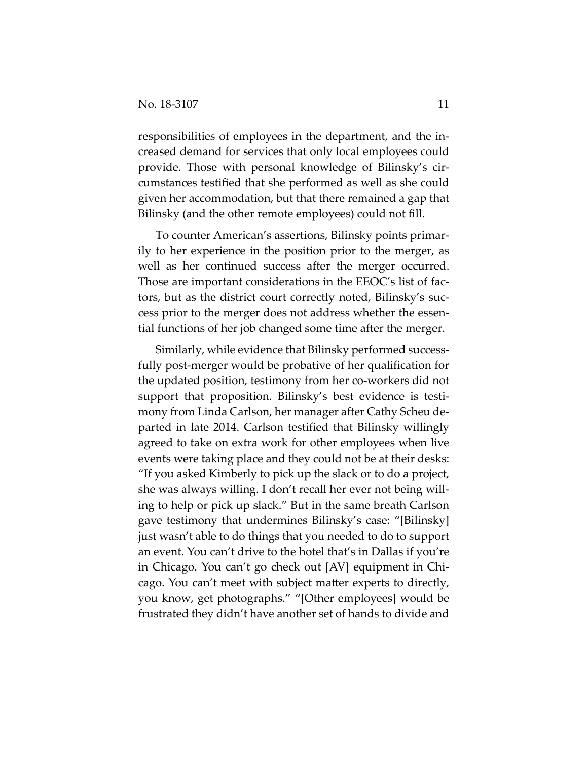responsibilities of employees in the department, and the increased demand for services that only local employees could provide. Those with personal knowledge of Bilinsky's circumstances testified that she performed as well as she could given her accommodation, but that there remained a gap that Bilinsky (and the other remote employees) could not fill.

To counter American's assertions, Bilinsky points primarily to her experience in the position prior to the merger, as well as her continued success after the merger occurred. Those are important considerations in the EEOC's list of factors, but as the district court correctly noted, Bilinsky's success prior to the merger does not address whether the essential functions of her job changed some time after the merger.

Similarly, while evidence that Bilinsky performed successfully post-merger would be probative of her qualification for the updated position, testimony from her co-workers did not support that proposition. Bilinsky's best evidence is testimony from Linda Carlson, her manager after Cathy Scheu departed in late 2014. Carlson testified that Bilinsky willingly agreed to take on extra work for other employees when live events were taking place and they could not be at their desks: "If you asked Kimberly to pick up the slack or to do a project, she was always willing. I don't recall her ever not being willing to help or pick up slack." But in the same breath Carlson gave testimony that undermines Bilinsky's case: "[Bilinsky] just wasn't able to do things that you needed to do to support an event. You can't drive to the hotel that's in Dallas if you're in Chicago. You can't go check out [AV] equipment in Chicago. You can't meet with subject matter experts to directly, you know, get photographs." "[Other employees] would be frustrated they didn't have another set of hands to divide and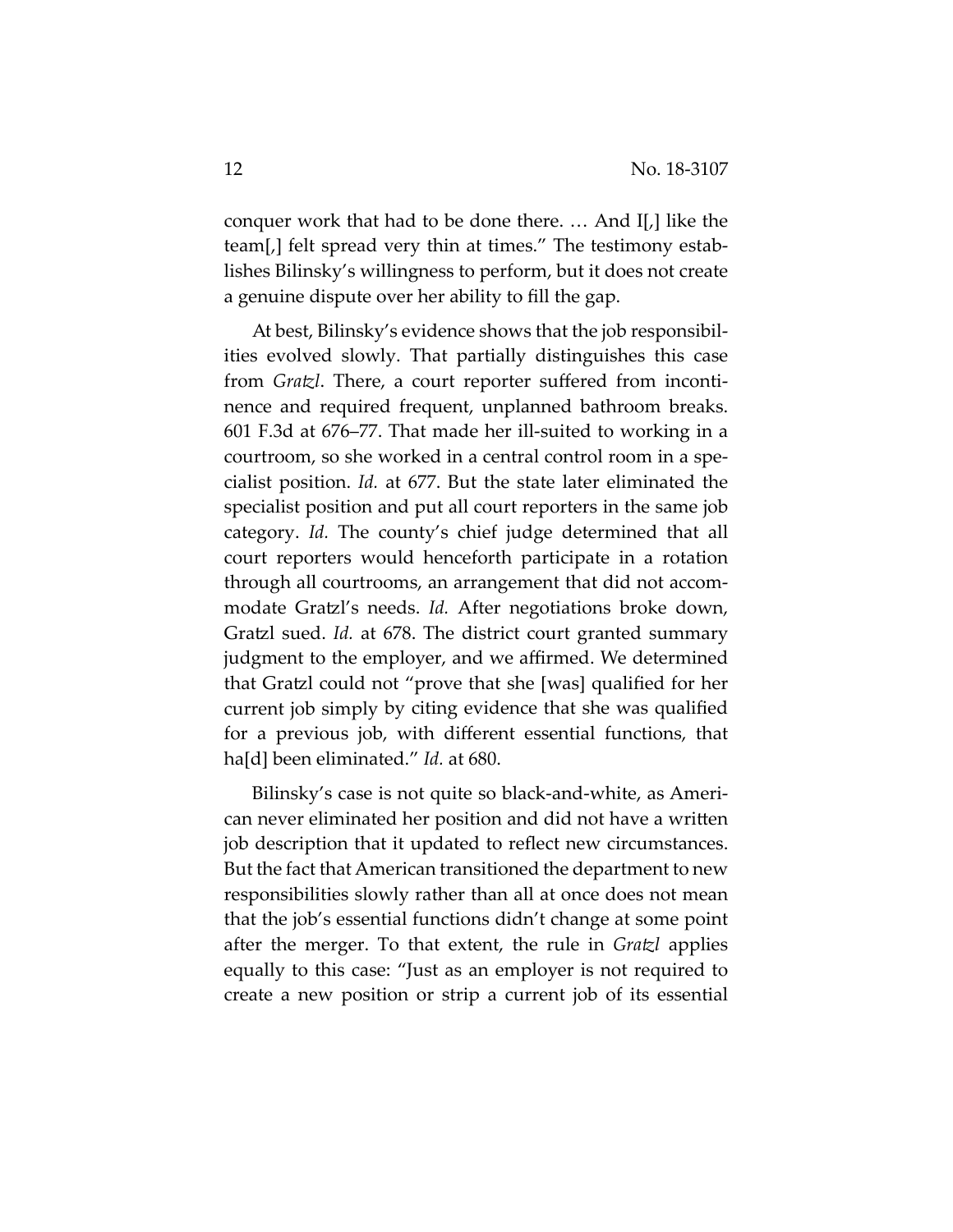conquer work that had to be done there. … And I[,] like the team[,] felt spread very thin at times." The testimony establishes Bilinsky's willingness to perform, but it does not create a genuine dispute over her ability to fill the gap.

At best, Bilinsky's evidence shows that the job responsibilities evolved slowly. That partially distinguishes this case from *Gratzl*. There, a court reporter suffered from incontinence and required frequent, unplanned bathroom breaks. 601 F.3d at 676–77. That made her ill-suited to working in a courtroom, so she worked in a central control room in a specialist position. *Id.* at 677. But the state later eliminated the specialist position and put all court reporters in the same job category. *Id.* The county's chief judge determined that all court reporters would henceforth participate in a rotation through all courtrooms, an arrangement that did not accommodate Gratzl's needs. *Id.* After negotiations broke down, Gratzl sued. *Id.* at 678. The district court granted summary judgment to the employer, and we affirmed. We determined that Gratzl could not "prove that she [was] qualified for her current job simply by citing evidence that she was qualified for a previous job, with different essential functions, that ha[d] been eliminated." *Id.* at 680.

Bilinsky's case is not quite so black-and-white, as American never eliminated her position and did not have a written job description that it updated to reflect new circumstances. But the fact that American transitioned the department to new responsibilities slowly rather than all at once does not mean that the job's essential functions didn't change at some point after the merger. To that extent, the rule in *Gratzl* applies equally to this case: "Just as an employer is not required to create a new position or strip a current job of its essential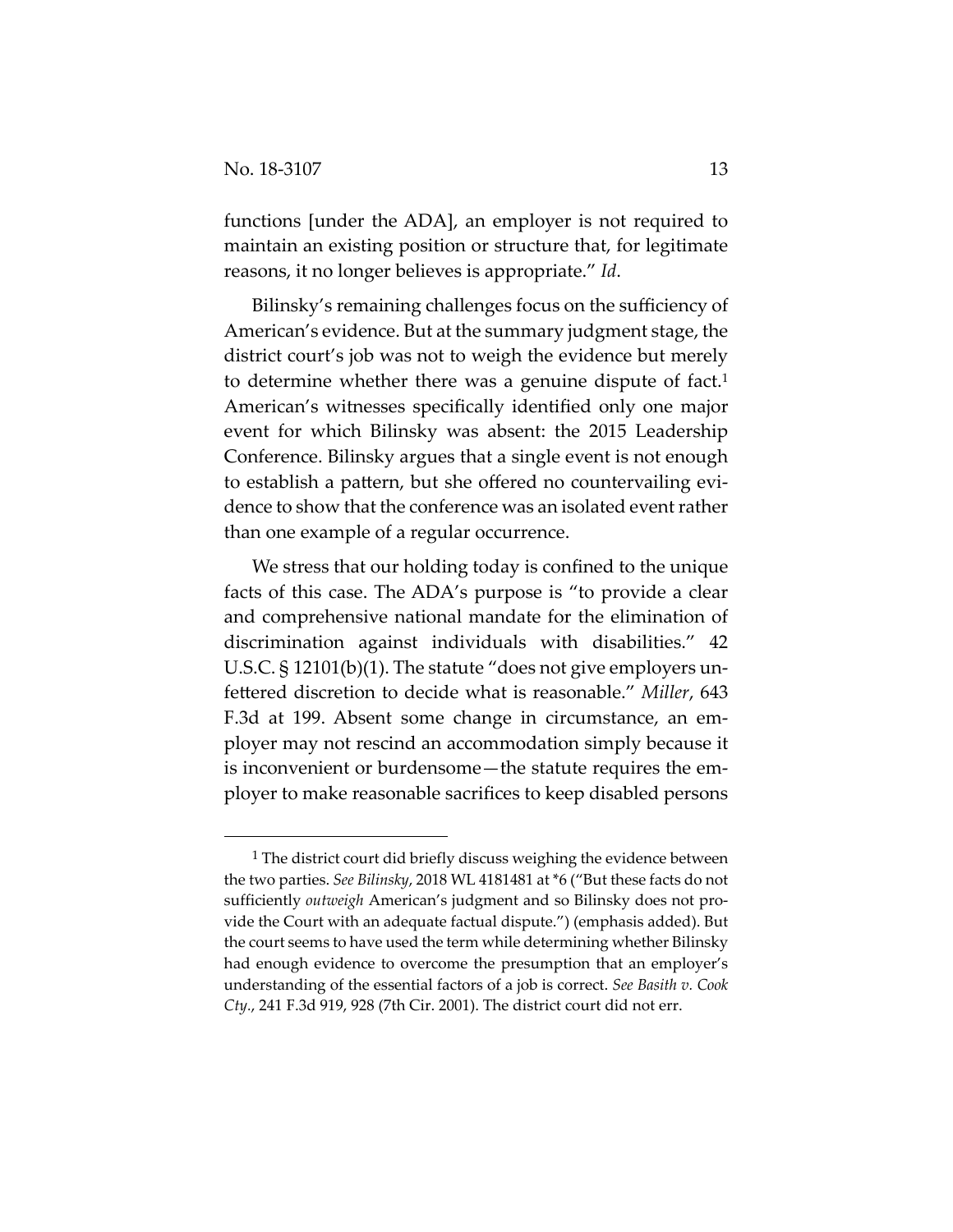functions [under the ADA], an employer is not required to maintain an existing position or structure that, for legitimate reasons, it no longer believes is appropriate." *Id*.

Bilinsky's remaining challenges focus on the sufficiency of American's evidence. But at the summary judgment stage, the district court's job was not to weigh the evidence but merely to determine whether there was a genuine dispute of fact.[1] American's witnesses specifically identified only one major event for which Bilinsky was absent: the 2015 Leadership Conference. Bilinsky argues that a single event is not enough to establish a pattern, but she offered no countervailing evidence to show that the conference was an isolated event rather than one example of a regular occurrence.

We stress that our holding today is confined to the unique facts of this case. The ADA's purpose is "to provide a clear and comprehensive national mandate for the elimination of discrimination against individuals with disabilities." 42 U.S.C. § 12101(b)(1). The statute "does not give employers unfettered discretion to decide what is reasonable." *Miller*, 643 F.3d at 199. Absent some change in circumstance, an employer may not rescind an accommodation simply because it is inconvenient or burdensome—the statute requires the employer to make reasonable sacrifices to keep disabled persons

[1] The district court did briefly discuss weighing the evidence between the two parties. *See Bilinsky*, 2018 WL 4181481 at *6 ("But these facts do not sufficiently *outweigh* American's judgment and so Bilinsky does not provide the Court with an adequate factual dispute.") (emphasis added). But the court seems to have used the term while determining whether Bilinsky had enough evidence to overcome the presumption that an employer's understanding of the essential factors of a job is correct. *See Basith v. Cook Cty.*, 241 F.3d 919, 928 (7th Cir. 2001). The district court did not err.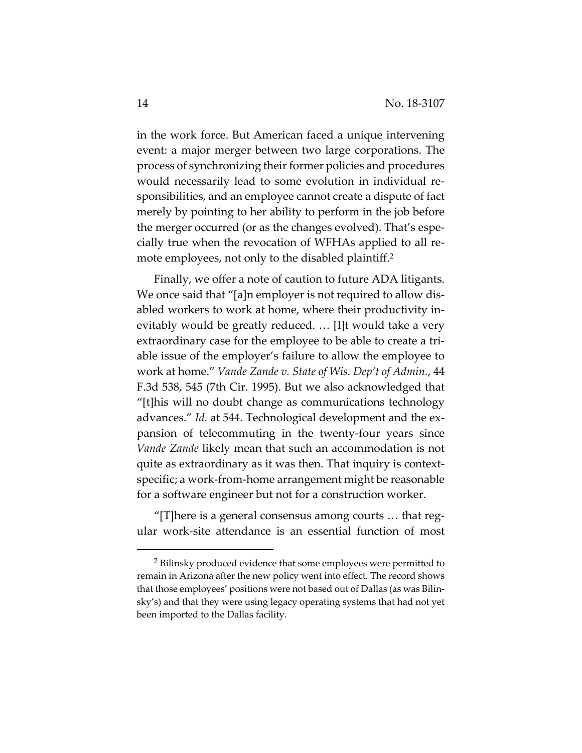in the work force. But American faced a unique intervening event: a major merger between two large corporations. The process of synchronizing their former policies and procedures would necessarily lead to some evolution in individual responsibilities, and an employee cannot create a dispute of fact merely by pointing to her ability to perform in the job before the merger occurred (or as the changes evolved). That's especially true when the revocation of WFHAs applied to all remote employees, not only to the disabled plaintiff.[2]

Finally, we offer a note of caution to future ADA litigants. We once said that "[a]n employer is not required to allow disabled workers to work at home, where their productivity inevitably would be greatly reduced. … [I]t would take a very extraordinary case for the employee to be able to create a triable issue of the employer's failure to allow the employee to work at home." *Vande Zande v. State of Wis. Dep't of Admin.*, 44 F.3d 538, 545 (7th Cir. 1995). But we also acknowledged that "[t]his will no doubt change as communications technology advances." *Id.* at 544. Technological development and the expansion of telecommuting in the twenty-four years since *Vande Zande* likely mean that such an accommodation is not quite as extraordinary as it was then. That inquiry is context-specific; a work-from-home arrangement might be reasonable for a software engineer but not for a construction worker.

"[T]here is a general consensus among courts … that regular work-site attendance is an essential function of most

[2] Bilinsky produced evidence that some employees were permitted to remain in Arizona after the new policy went into effect. The record shows that those employees' positions were not based out of Dallas (as was Bilinsky's) and that they were using legacy operating systems that had not yet been imported to the Dallas facility.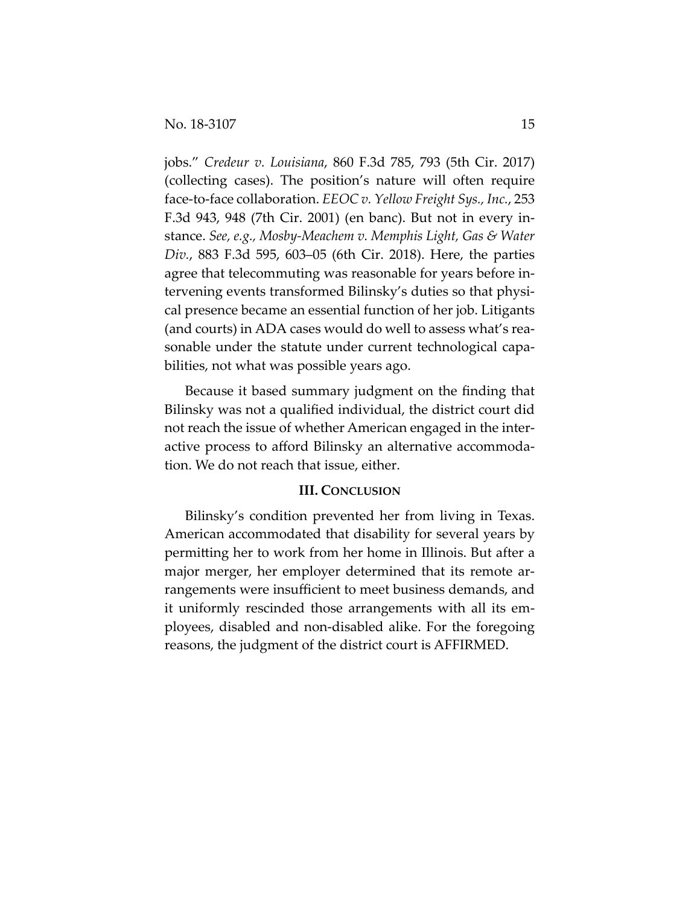jobs." *Credeur v. Louisiana*, 860 F.3d 785, 793 (5th Cir. 2017) (collecting cases). The position's nature will often require face-to-face collaboration. *EEOC v. Yellow Freight Sys., Inc.*, 253 F.3d 943, 948 (7th Cir. 2001) (en banc). But not in every instance. *See, e.g., Mosby-Meachem v. Memphis Light, Gas & Water Div.*, 883 F.3d 595, 603–05 (6th Cir. 2018). Here, the parties agree that telecommuting was reasonable for years before intervening events transformed Bilinsky's duties so that physical presence became an essential function of her job. Litigants (and courts) in ADA cases would do well to assess what's reasonable under the statute under current technological capabilities, not what was possible years ago.

Because it based summary judgment on the finding that Bilinsky was not a qualified individual, the district court did not reach the issue of whether American engaged in the interactive process to afford Bilinsky an alternative accommodation. We do not reach that issue, either.

## III. Conclusion

Bilinsky's condition prevented her from living in Texas. American accommodated that disability for several years by permitting her to work from her home in Illinois. But after a major merger, her employer determined that its remote arrangements were insufficient to meet business demands, and it uniformly rescinded those arrangements with all its employees, disabled and non-disabled alike. For the foregoing reasons, the judgment of the district court is AFFIRMED.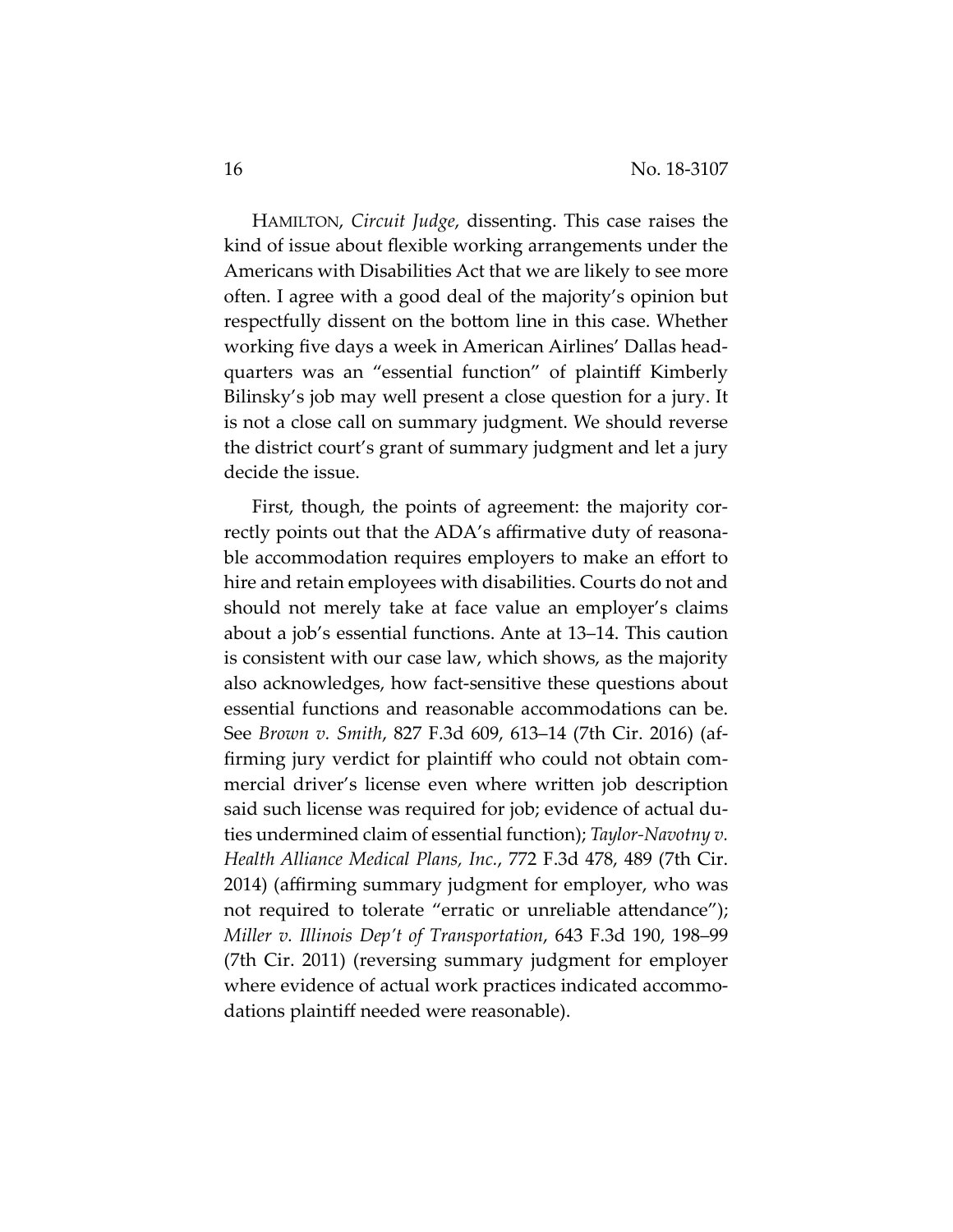HAMILTON, *Circuit Judge*, dissenting. This case raises the kind of issue about flexible working arrangements under the Americans with Disabilities Act that we are likely to see more often. I agree with a good deal of the majority's opinion but respectfully dissent on the bottom line in this case. Whether working five days a week in American Airlines' Dallas headquarters was an "essential function" of plaintiff Kimberly Bilinsky's job may well present a close question for a jury. It is not a close call on summary judgment. We should reverse the district court's grant of summary judgment and let a jury decide the issue.

First, though, the points of agreement: the majority correctly points out that the ADA's affirmative duty of reasonable accommodation requires employers to make an effort to hire and retain employees with disabilities. Courts do not and should not merely take at face value an employer's claims about a job's essential functions. Ante at 13–14. This caution is consistent with our case law, which shows, as the majority also acknowledges, how fact-sensitive these questions about essential functions and reasonable accommodations can be. See *Brown v. Smith*, 827 F.3d 609, 613–14 (7th Cir. 2016) (affirming jury verdict for plaintiff who could not obtain commercial driver's license even where written job description said such license was required for job; evidence of actual duties undermined claim of essential function); *Taylor-Navotny v. Health Alliance Medical Plans, Inc.*, 772 F.3d 478, 489 (7th Cir. 2014) (affirming summary judgment for employer, who was not required to tolerate "erratic or unreliable attendance"); *Miller v. Illinois Dep't of Transportation*, 643 F.3d 190, 198–99 (7th Cir. 2011) (reversing summary judgment for employer where evidence of actual work practices indicated accommodations plaintiff needed were reasonable).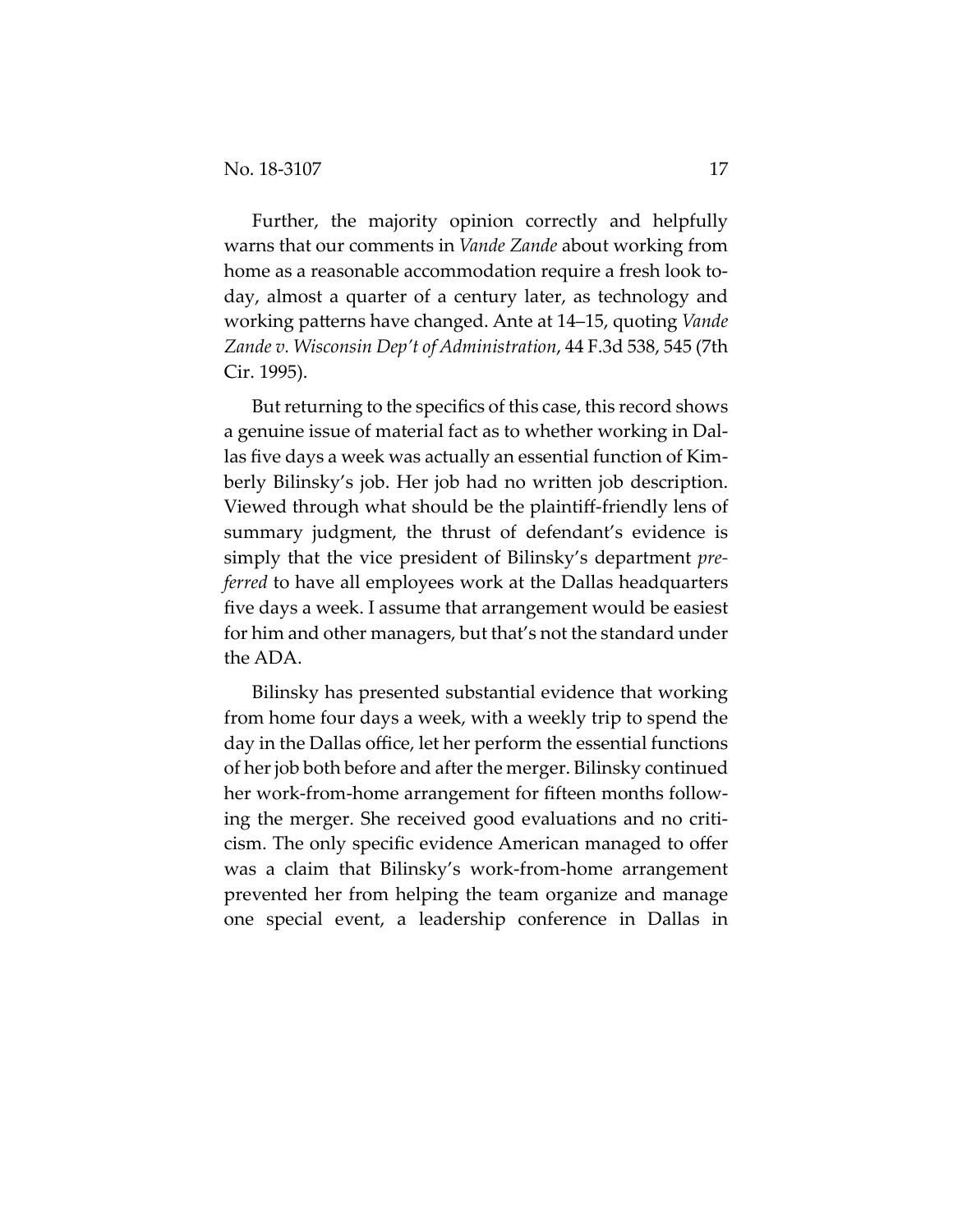Further, the majority opinion correctly and helpfully warns that our comments in *Vande Zande* about working from home as a reasonable accommodation require a fresh look today, almost a quarter of a century later, as technology and working patterns have changed. Ante at 14–15, quoting *Vande Zande v. Wisconsin Dep't of Administration*, 44 F.3d 538, 545 (7th Cir. 1995).

But returning to the specifics of this case, this record shows a genuine issue of material fact as to whether working in Dallas five days a week was actually an essential function of Kimberly Bilinsky's job. Her job had no written job description. Viewed through what should be the plaintiff-friendly lens of summary judgment, the thrust of defendant's evidence is simply that the vice president of Bilinsky's department *preferred* to have all employees work at the Dallas headquarters five days a week. I assume that arrangement would be easiest for him and other managers, but that's not the standard under the ADA.

Bilinsky has presented substantial evidence that working from home four days a week, with a weekly trip to spend the day in the Dallas office, let her perform the essential functions of her job both before and after the merger. Bilinsky continued her work-from-home arrangement for fifteen months following the merger. She received good evaluations and no criticism. The only specific evidence American managed to offer was a claim that Bilinsky's work-from-home arrangement prevented her from helping the team organize and manage one special event, a leadership conference in Dallas in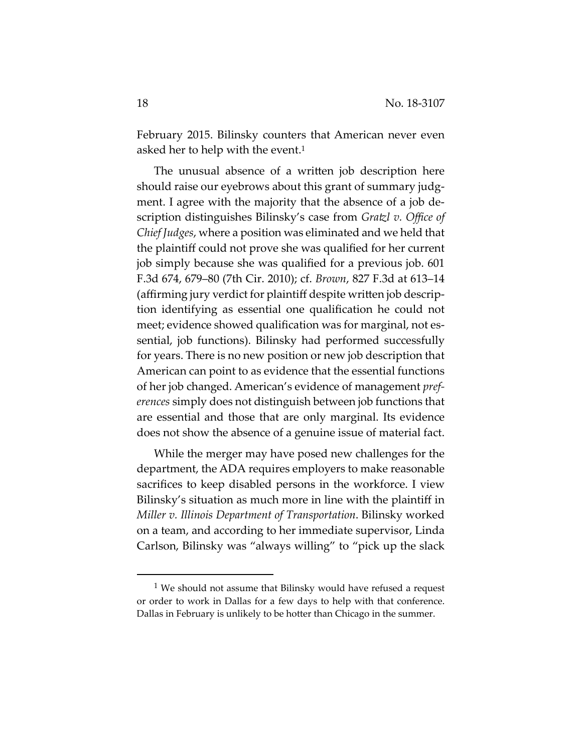February 2015. Bilinsky counters that American never even asked her to help with the event.[1]

The unusual absence of a written job description here should raise our eyebrows about this grant of summary judgment. I agree with the majority that the absence of a job description distinguishes Bilinsky's case from *Gratzl v. Office of Chief Judges*, where a position was eliminated and we held that the plaintiff could not prove she was qualified for her current job simply because she was qualified for a previous job. 601 F.3d 674, 679–80 (7th Cir. 2010); cf. *Brown*, 827 F.3d at 613–14 (affirming jury verdict for plaintiff despite written job description identifying as essential one qualification he could not meet; evidence showed qualification was for marginal, not essential, job functions). Bilinsky had performed successfully for years. There is no new position or new job description that American can point to as evidence that the essential functions of her job changed. American's evidence of management *preferences* simply does not distinguish between job functions that are essential and those that are only marginal. Its evidence does not show the absence of a genuine issue of material fact.

While the merger may have posed new challenges for the department, the ADA requires employers to make reasonable sacrifices to keep disabled persons in the workforce. I view Bilinsky's situation as much more in line with the plaintiff in *Miller v. Illinois Department of Transportation*. Bilinsky worked on a team, and according to her immediate supervisor, Linda Carlson, Bilinsky was "always willing" to "pick up the slack

---

[1] We should not assume that Bilinsky would have refused a request or order to work in Dallas for a few days to help with that conference. Dallas in February is unlikely to be hotter than Chicago in the summer.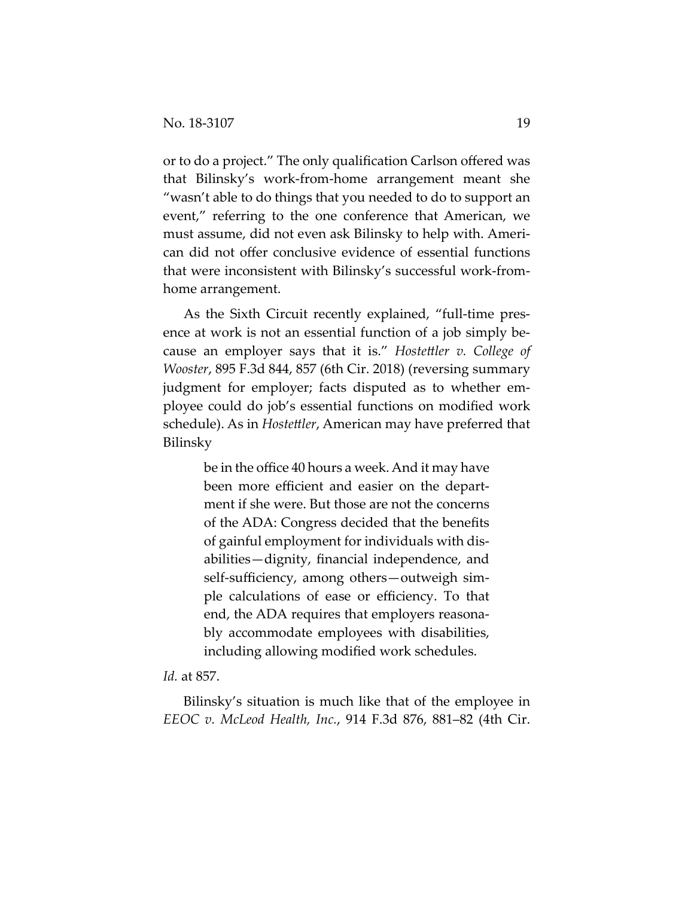or to do a project." The only qualification Carlson offered was that Bilinsky's work-from-home arrangement meant she "wasn't able to do things that you needed to do to support an event," referring to the one conference that American, we must assume, did not even ask Bilinsky to help with. American did not offer conclusive evidence of essential functions that were inconsistent with Bilinsky's successful work-from-home arrangement.

As the Sixth Circuit recently explained, "full-time presence at work is not an essential function of a job simply because an employer says that it is." *Hostettler v. College of Wooster*, 895 F.3d 844, 857 (6th Cir. 2018) (reversing summary judgment for employer; facts disputed as to whether employee could do job's essential functions on modified work schedule). As in *Hostettler*, American may have preferred that Bilinsky

> be in the office 40 hours a week. And it may have been more efficient and easier on the department if she were. But those are not the concerns of the ADA: Congress decided that the benefits of gainful employment for individuals with disabilities—dignity, financial independence, and self-sufficiency, among others—outweigh simple calculations of ease or efficiency. To that end, the ADA requires that employers reasonably accommodate employees with disabilities, including allowing modified work schedules.

*Id.* at 857.

Bilinsky's situation is much like that of the employee in *EEOC v. McLeod Health, Inc.*, 914 F.3d 876, 881–82 (4th Cir.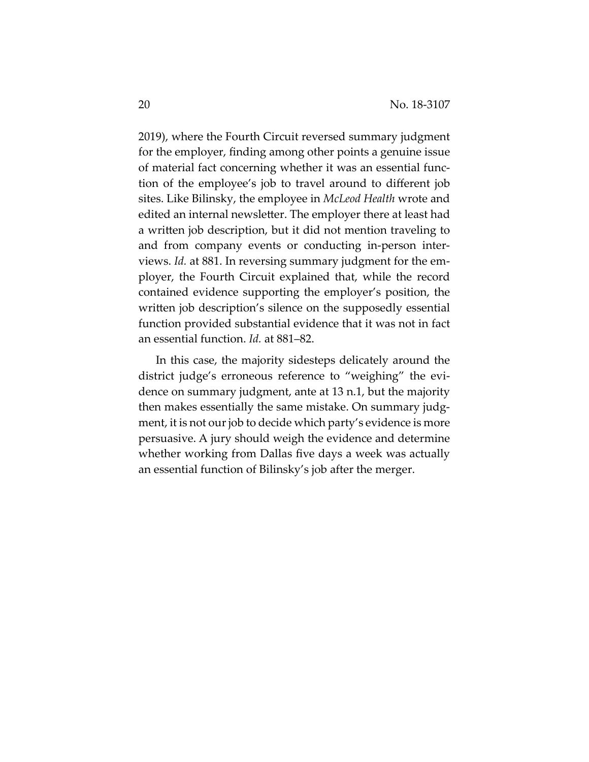2019), where the Fourth Circuit reversed summary judgment for the employer, finding among other points a genuine issue of material fact concerning whether it was an essential function of the employee's job to travel around to different job sites. Like Bilinsky, the employee in *McLeod Health* wrote and edited an internal newsletter. The employer there at least had a written job description, but it did not mention traveling to and from company events or conducting in-person interviews. *Id.* at 881. In reversing summary judgment for the employer, the Fourth Circuit explained that, while the record contained evidence supporting the employer's position, the written job description's silence on the supposedly essential function provided substantial evidence that it was not in fact an essential function. *Id.* at 881–82.

In this case, the majority sidesteps delicately around the district judge's erroneous reference to "weighing" the evidence on summary judgment, ante at 13 n.1, but the majority then makes essentially the same mistake. On summary judgment, it is not our job to decide which party's evidence is more persuasive. A jury should weigh the evidence and determine whether working from Dallas five days a week was actually an essential function of Bilinsky's job after the merger.